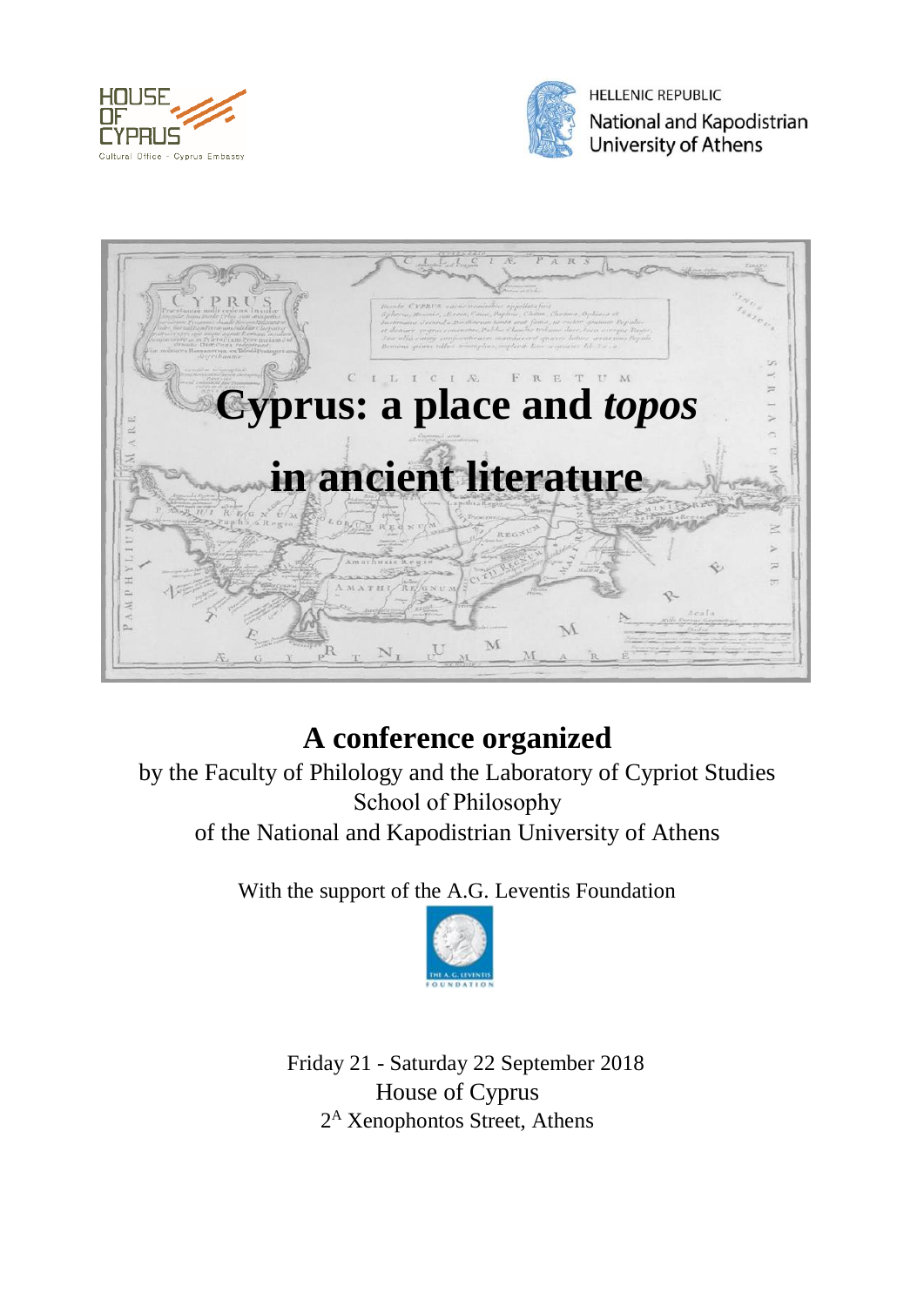HOUSE OF CYPRUS
Cultural Office - Cyprus Embassy

HELLENIC REPUBLIC
National and Kapodistrian University of Athens

# Cyprus: a place and *topos* in ancient literature

## A conference organized

by the Faculty of Philology and the Laboratory of Cypriot Studies
School of Philosophy
of the National and Kapodistrian University of Athens

With the support of the A.G. Leventis Foundation

Friday 21 - Saturday 22 September 2018
House of Cyprus
2A Xenophontos Street, Athens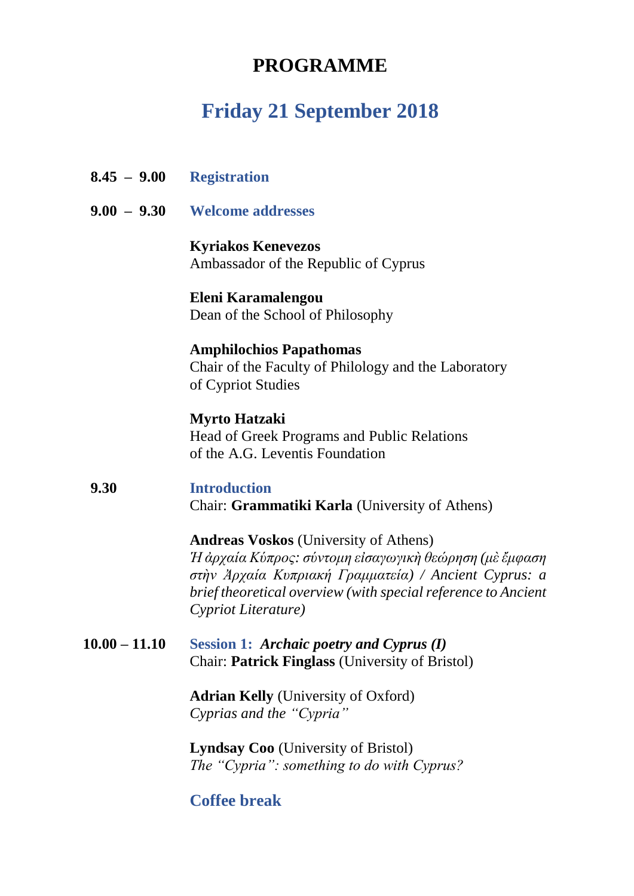# PROGRAMME

## Friday 21 September 2018

**8.45 – 9.00** **Registration**

**9.00 – 9.30** **Welcome addresses**

**Kyriakos Kenevezos**
Ambassador of the Republic of Cyprus

**Eleni Karamalengou**
Dean of the School of Philosophy

**Amphilochios Papathomas**
Chair of the Faculty of Philology and the Laboratory of Cypriot Studies

**Myrto Hatzaki**
Head of Greek Programs and Public Relations of the A.G. Leventis Foundation

**9.30** **Introduction**
Chair: **Grammatiki Karla** (University of Athens)

**Andreas Voskos** (University of Athens)
*Ἡ ἀρχαία Κύπρος: σύντομη εἰσαγωγικὴ θεώρηση (μὲ ἔμφαση στὴν Ἀρχαία Κυπριακὴ Γραμματεία) / Ancient Cyprus: a brief theoretical overview (with special reference to Ancient Cypriot Literature)*

**10.00 – 11.10** **Session 1: *Archaic poetry and Cyprus (I)***
Chair: **Patrick Finglass** (University of Bristol)

**Adrian Kelly** (University of Oxford)
*Cyprias and the "Cypria"*

**Lyndsay Coo** (University of Bristol)
*The "Cypria": something to do with Cyprus?*

**Coffee break**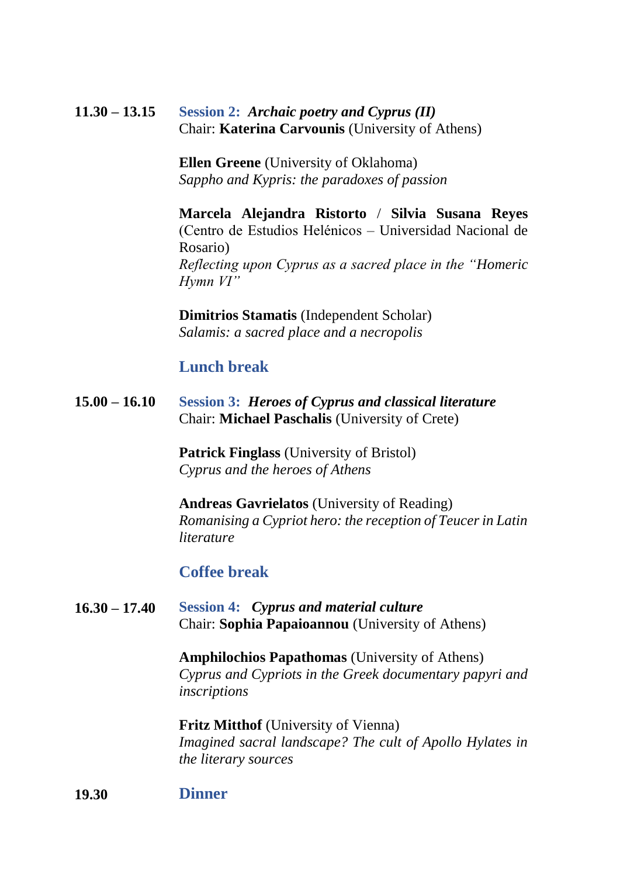**11.30 – 13.15** **Session 2:** ***Archaic poetry and Cyprus (II)***
Chair: **Katerina Carvounis** (University of Athens)

**Ellen Greene** (University of Oklahoma)
*Sappho and Kypris: the paradoxes of passion*

**Marcela Alejandra Ristorto / Silvia Susana Reyes** (Centro de Estudios Helénicos – Universidad Nacional de Rosario)
*Reflecting upon Cyprus as a sacred place in the "Homeric Hymn VI"*

**Dimitrios Stamatis** (Independent Scholar)
*Salamis: a sacred place and a necropolis*

**Lunch break**

**15.00 – 16.10** **Session 3:** ***Heroes of Cyprus and classical literature***
Chair: **Michael Paschalis** (University of Crete)

**Patrick Finglass** (University of Bristol)
*Cyprus and the heroes of Athens*

**Andreas Gavrielatos** (University of Reading)
*Romanising a Cypriot hero: the reception of Teucer in Latin literature*

**Coffee break**

**16.30 – 17.40** **Session 4:** ***Cyprus and material culture***
Chair: **Sophia Papaioannou** (University of Athens)

**Amphilochios Papathomas** (University of Athens)
*Cyprus and Cypriots in the Greek documentary papyri and inscriptions*

**Fritz Mitthof** (University of Vienna)
*Imagined sacral landscape? The cult of Apollo Hylates in the literary sources*

**19.30** **Dinner**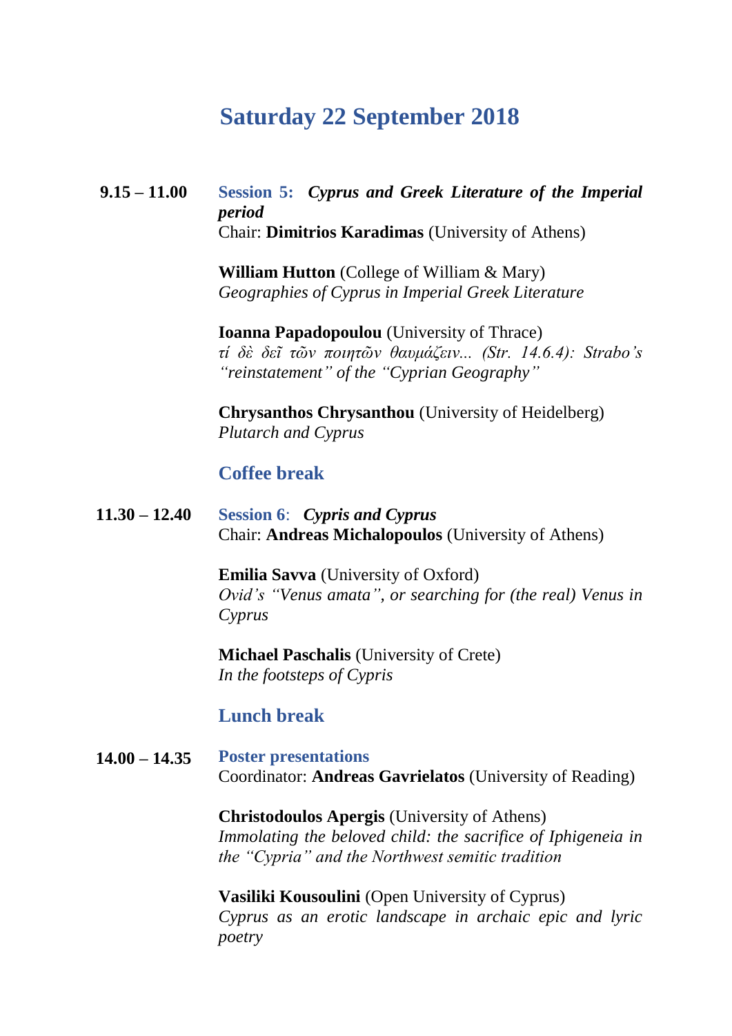## Saturday 22 September 2018

**9.15 – 11.00** **Session 5:** ***Cyprus and Greek Literature of the Imperial period***
Chair: **Dimitrios Karadimas** (University of Athens)

**William Hutton** (College of William & Mary)
*Geographies of Cyprus in Imperial Greek Literature*

**Ioanna Papadopoulou** (University of Thrace)
*τί δὲ δεῖ τῶν ποιητῶν θαυμάζειν... (Str. 14.6.4): Strabo's "reinstatement" of the "Cyprian Geography"*

**Chrysanthos Chrysanthou** (University of Heidelberg)
*Plutarch and Cyprus*

### Coffee break

**11.30 – 12.40** **Session 6**: ***Cypris and Cyprus***
Chair: **Andreas Michalopoulos** (University of Athens)

**Emilia Savva** (University of Oxford)
*Ovid's "Venus amata", or searching for (the real) Venus in Cyprus*

**Michael Paschalis** (University of Crete)
*In the footsteps of Cypris*

### Lunch break

**14.00 – 14.35** **Poster presentations**
Coordinator: **Andreas Gavrielatos** (University of Reading)

**Christodoulos Apergis** (University of Athens)
*Immolating the beloved child: the sacrifice of Iphigeneia in the "Cypria" and the Northwest semitic tradition*

**Vasiliki Kousoulini** (Open University of Cyprus)
*Cyprus as an erotic landscape in archaic epic and lyric poetry*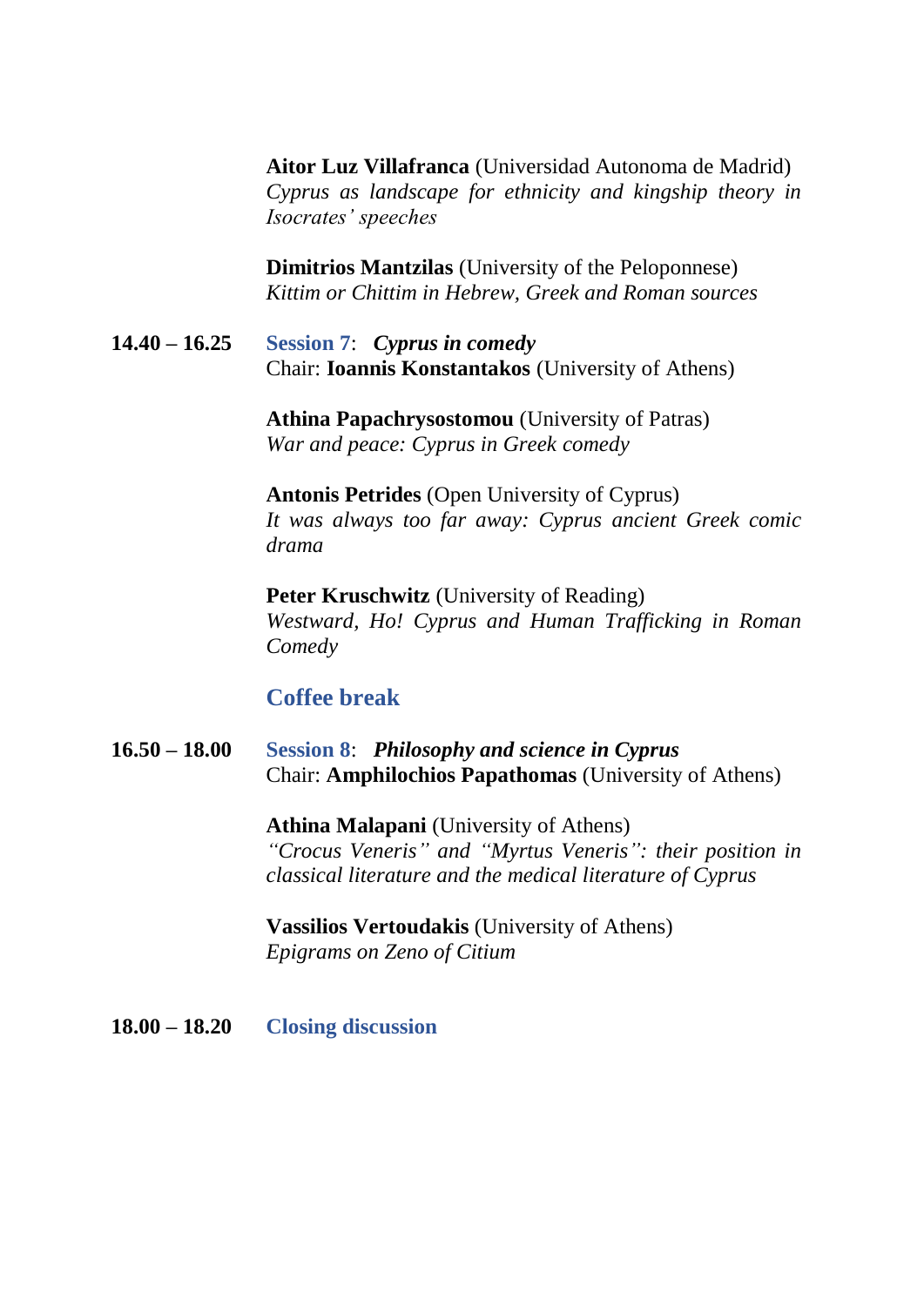**Aitor Luz Villafranca** (Universidad Autonoma de Madrid)
*Cyprus as landscape for ethnicity and kingship theory in Isocrates' speeches*

**Dimitrios Mantzilas** (University of the Peloponnese)
*Kittim or Chittim in Hebrew, Greek and Roman sources*

**14.40 – 16.25** **Session 7**: ***Cyprus in comedy***
Chair: **Ioannis Konstantakos** (University of Athens)

**Athina Papachrysostomou** (University of Patras)
*War and peace: Cyprus in Greek comedy*

**Antonis Petrides** (Open University of Cyprus)
*It was always too far away: Cyprus ancient Greek comic drama*

**Peter Kruschwitz** (University of Reading)
*Westward, Ho! Cyprus and Human Trafficking in Roman Comedy*

**Coffee break**

**16.50 – 18.00** **Session 8**: ***Philosophy and science in Cyprus***
Chair: **Amphilochios Papathomas** (University of Athens)

**Athina Malapani** (University of Athens)
*"Crocus Veneris" and "Myrtus Veneris": their position in classical literature and the medical literature of Cyprus*

**Vassilios Vertoudakis** (University of Athens)
*Epigrams on Zeno of Citium*

**18.00 – 18.20** **Closing discussion**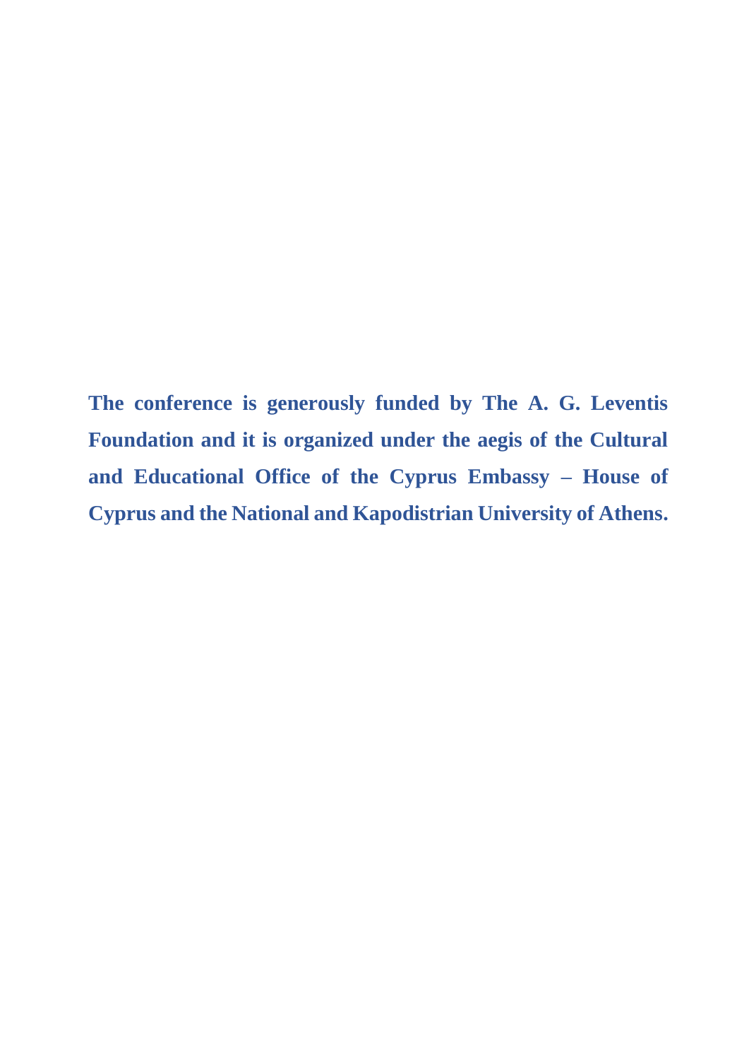**The conference is generously funded by The A. G. Leventis Foundation and it is organized under the aegis of the Cultural and Educational Office of the Cyprus Embassy – House of Cyprus and the National and Kapodistrian University of Athens.**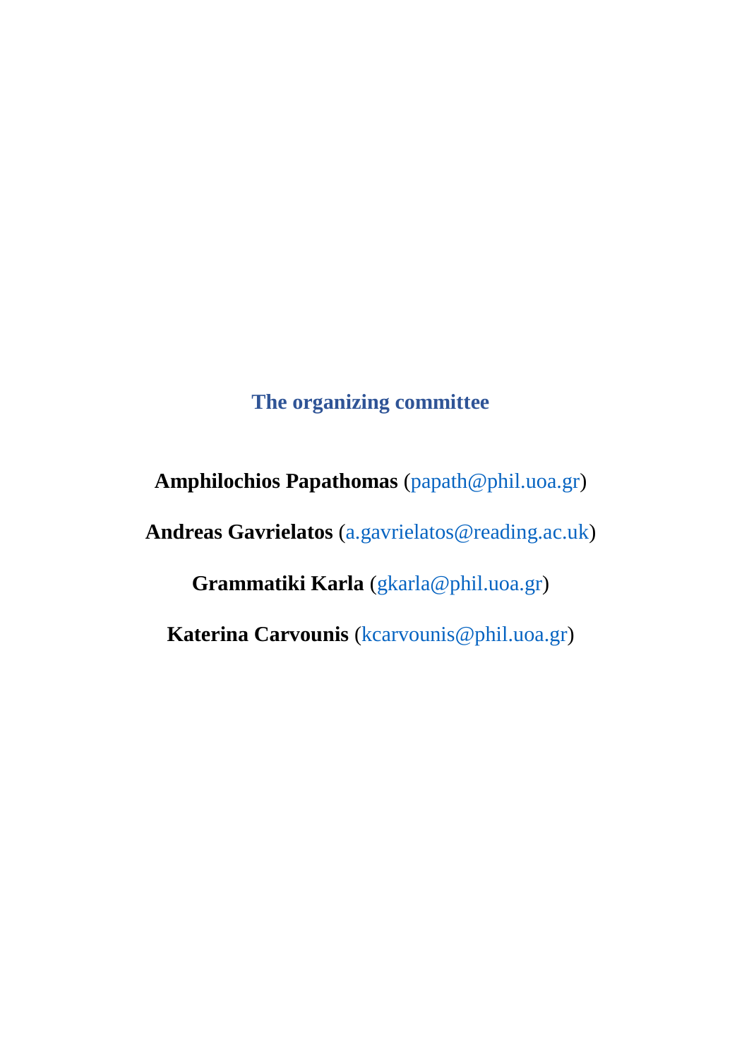## The organizing committee

**Amphilochios Papathomas** (papath@phil.uoa.gr)

**Andreas Gavrielatos** (a.gavrielatos@reading.ac.uk)

**Grammatiki Karla** (gkarla@phil.uoa.gr)

**Katerina Carvounis** (kcarvounis@phil.uoa.gr)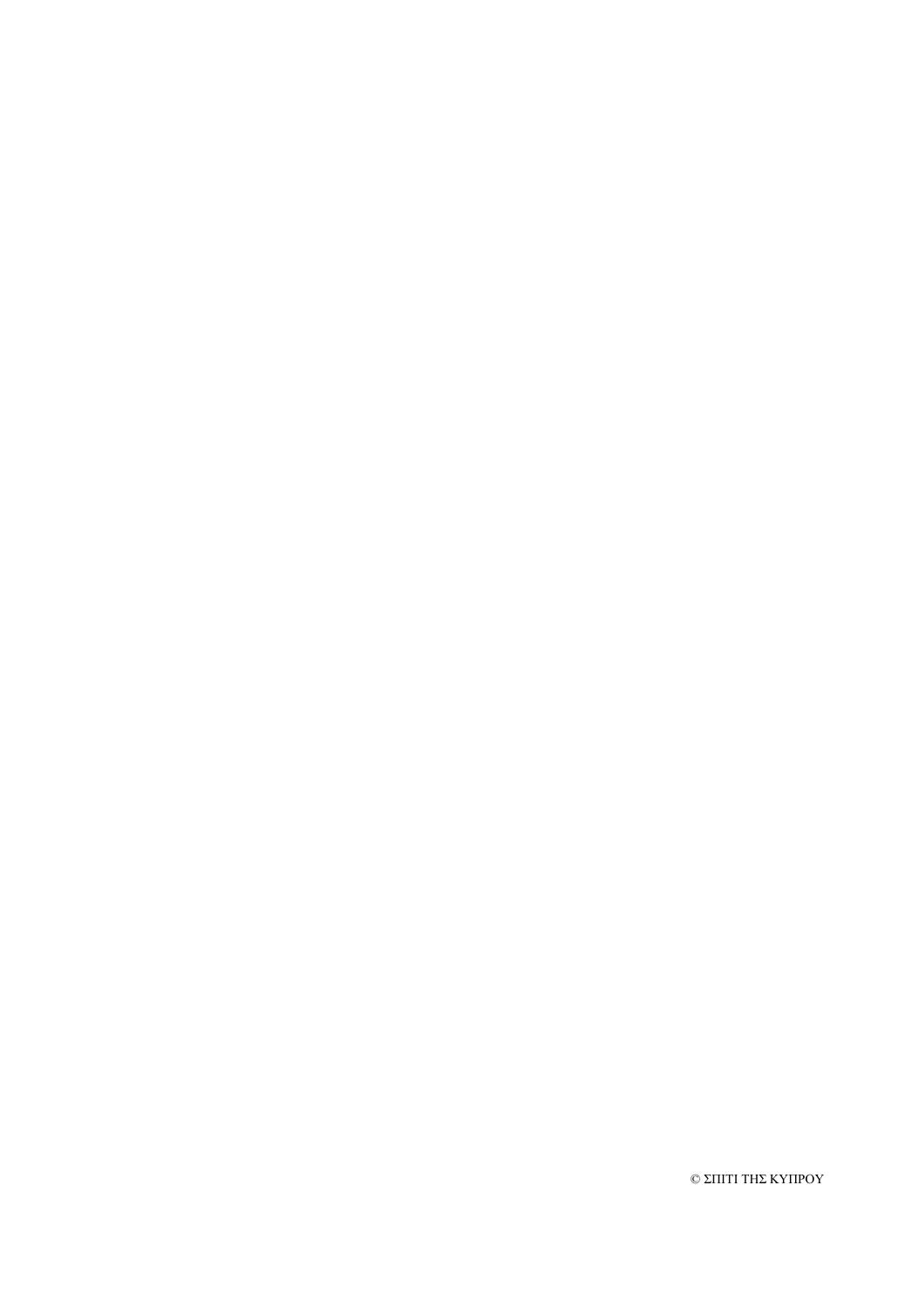© ΣΠΙΤΙ ΤΗΣ ΚΥΠΡΟΥ